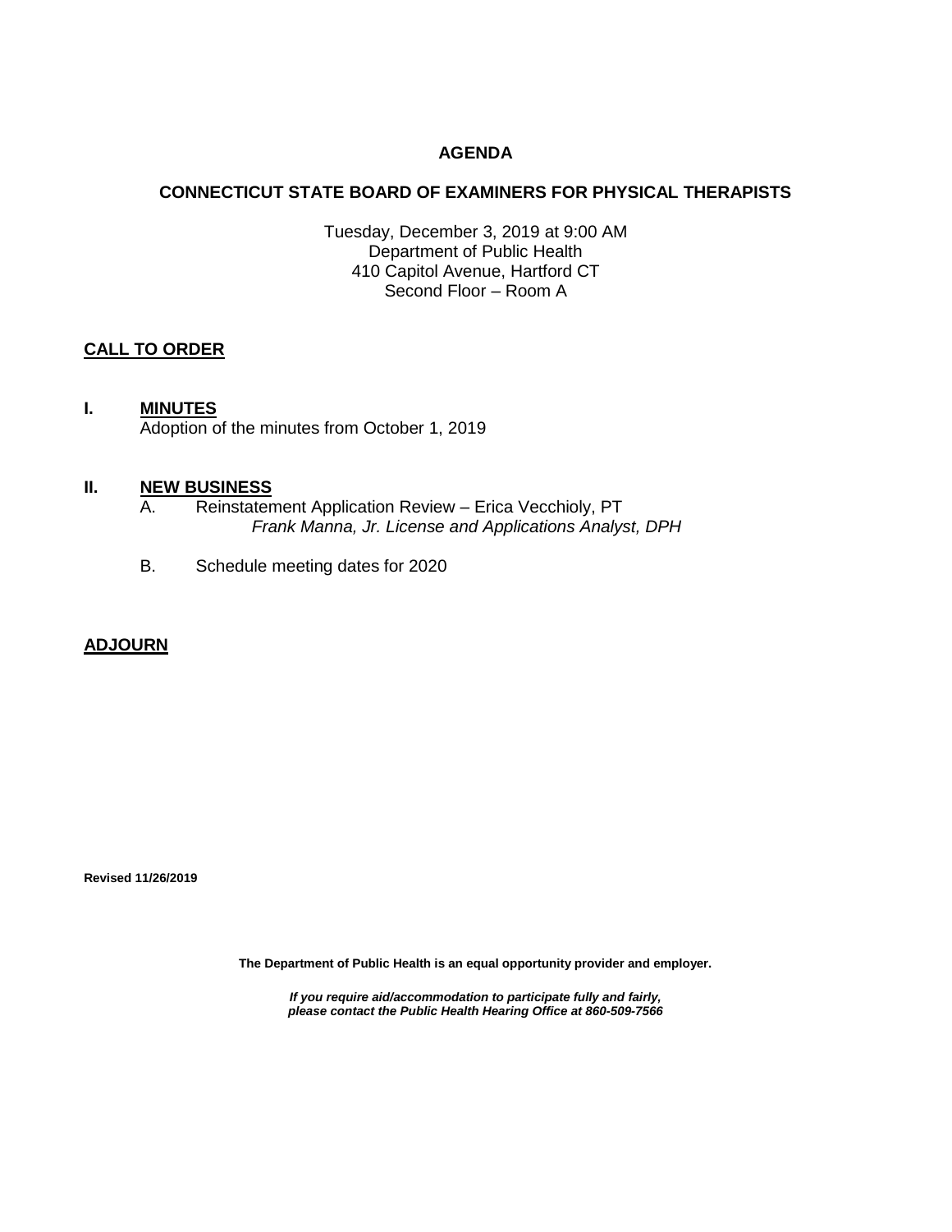# AGENDA

## CONNECTICUT STATE BOARD OF EXAMINERS FOR PHYSICAL THERAPISTS

Tuesday, December 3, 2019 at 9:00 AM
Department of Public Health
410 Capitol Avenue, Hartford CT
Second Floor – Room A

**CALL TO ORDER**

**I. MINUTES**

Adoption of the minutes from October 1, 2019

**II. NEW BUSINESS**

A. Reinstatement Application Review – Erica Vecchioly, PT
*Frank Manna, Jr. License and Applications Analyst, DPH*

B. Schedule meeting dates for 2020

**ADJOURN**

**Revised 11/26/2019**

**The Department of Public Health is an equal opportunity provider and employer.**

***If you require aid/accommodation to participate fully and fairly, please contact the Public Health Hearing Office at 860-509-7566***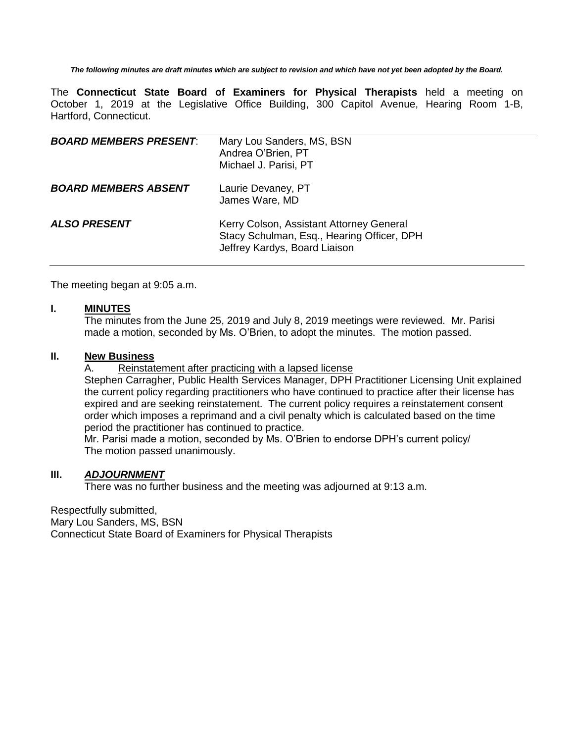***The following minutes are draft minutes which are subject to revision and which have not yet been adopted by the Board.***

The **Connecticut State Board of Examiners for Physical Therapists** held a meeting on October 1, 2019 at the Legislative Office Building, 300 Capitol Avenue, Hearing Room 1-B, Hartford, Connecticut.

| | |
|---|---|
| ***BOARD MEMBERS PRESENT***: | Mary Lou Sanders, MS, BSN<br>Andrea O'Brien, PT<br>Michael J. Parisi, PT |
| ***BOARD MEMBERS ABSENT*** | Laurie Devaney, PT<br>James Ware, MD |
| ***ALSO PRESENT*** | Kerry Colson, Assistant Attorney General<br>Stacy Schulman, Esq., Hearing Officer, DPH<br>Jeffrey Kardys, Board Liaison |

The meeting began at 9:05 a.m.

**I. MINUTES**

The minutes from the June 25, 2019 and July 8, 2019 meetings were reviewed. Mr. Parisi made a motion, seconded by Ms. O'Brien, to adopt the minutes. The motion passed.

**II. New Business**

A. Reinstatement after practicing with a lapsed license

Stephen Carragher, Public Health Services Manager, DPH Practitioner Licensing Unit explained the current policy regarding practitioners who have continued to practice after their license has expired and are seeking reinstatement. The current policy requires a reinstatement consent order which imposes a reprimand and a civil penalty which is calculated based on the time period the practitioner has continued to practice.

Mr. Parisi made a motion, seconded by Ms. O'Brien to endorse DPH's current policy/ The motion passed unanimously.

**III. *ADJOURNMENT***

There was no further business and the meeting was adjourned at 9:13 a.m.

Respectfully submitted,
Mary Lou Sanders, MS, BSN
Connecticut State Board of Examiners for Physical Therapists